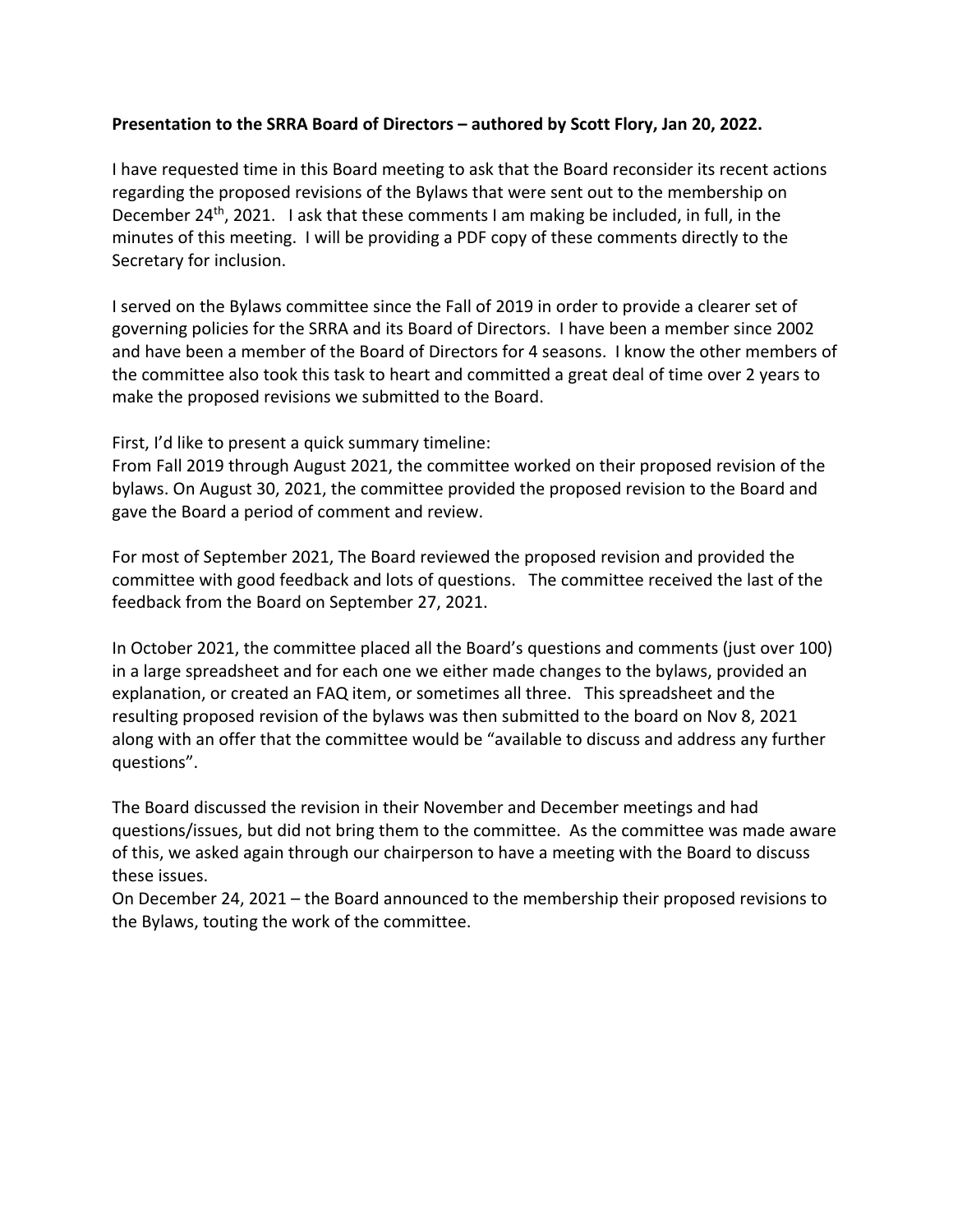**Presentation to the SRRA Board of Directors – authored by Scott Flory, Jan 20, 2022.**

I have requested time in this Board meeting to ask that the Board reconsider its recent actions regarding the proposed revisions of the Bylaws that were sent out to the membership on December 24th, 2021. I ask that these comments I am making be included, in full, in the minutes of this meeting. I will be providing a PDF copy of these comments directly to the Secretary for inclusion.

I served on the Bylaws committee since the Fall of 2019 in order to provide a clearer set of governing policies for the SRRA and its Board of Directors. I have been a member since 2002 and have been a member of the Board of Directors for 4 seasons. I know the other members of the committee also took this task to heart and committed a great deal of time over 2 years to make the proposed revisions we submitted to the Board.

First, I'd like to present a quick summary timeline:
From Fall 2019 through August 2021, the committee worked on their proposed revision of the bylaws. On August 30, 2021, the committee provided the proposed revision to the Board and gave the Board a period of comment and review.

For most of September 2021, The Board reviewed the proposed revision and provided the committee with good feedback and lots of questions. The committee received the last of the feedback from the Board on September 27, 2021.

In October 2021, the committee placed all the Board's questions and comments (just over 100) in a large spreadsheet and for each one we either made changes to the bylaws, provided an explanation, or created an FAQ item, or sometimes all three. This spreadsheet and the resulting proposed revision of the bylaws was then submitted to the board on Nov 8, 2021 along with an offer that the committee would be "available to discuss and address any further questions".

The Board discussed the revision in their November and December meetings and had questions/issues, but did not bring them to the committee. As the committee was made aware of this, we asked again through our chairperson to have a meeting with the Board to discuss these issues.
On December 24, 2021 – the Board announced to the membership their proposed revisions to the Bylaws, touting the work of the committee.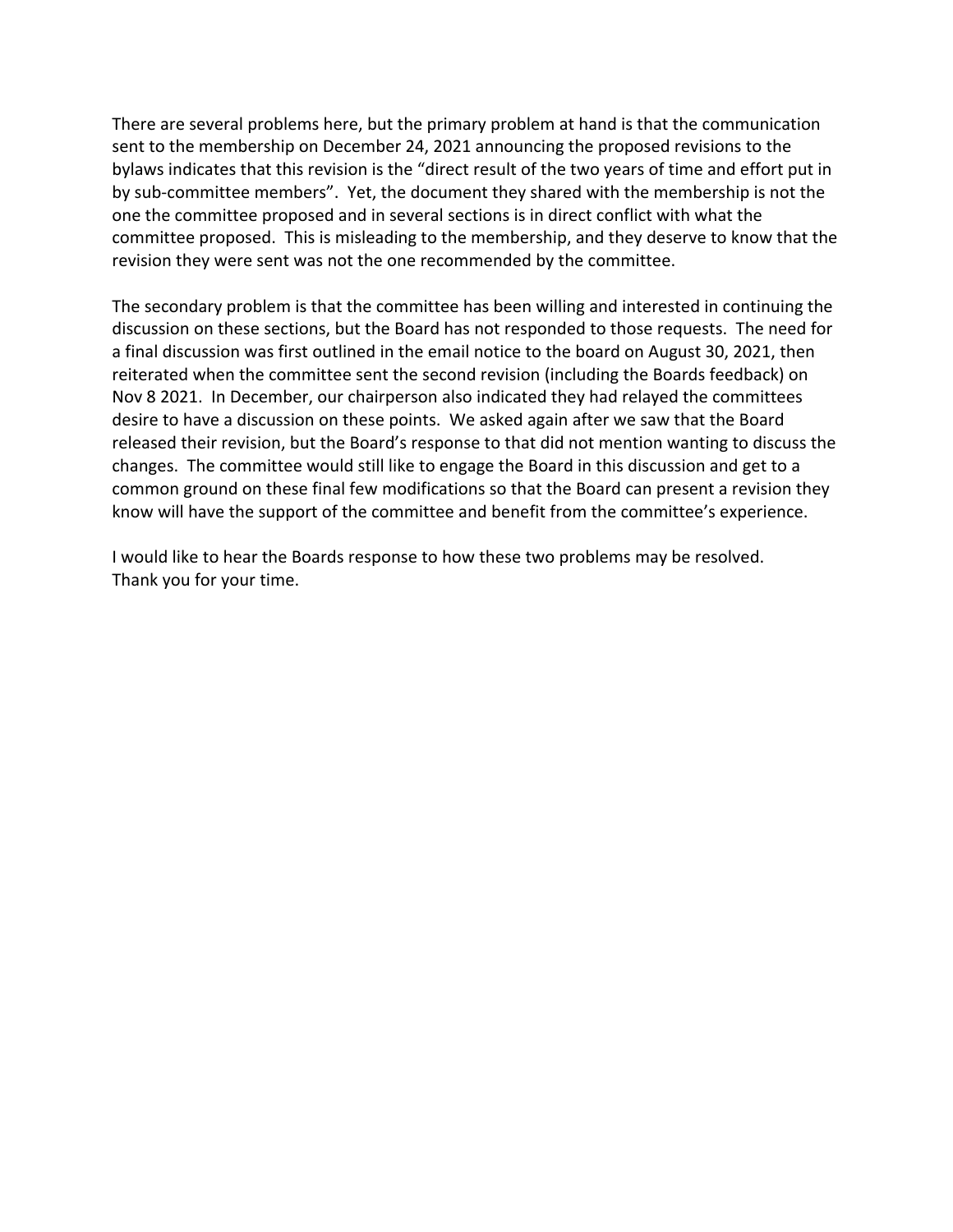There are several problems here, but the primary problem at hand is that the communication sent to the membership on December 24, 2021 announcing the proposed revisions to the bylaws indicates that this revision is the "direct result of the two years of time and effort put in by sub-committee members". Yet, the document they shared with the membership is not the one the committee proposed and in several sections is in direct conflict with what the committee proposed. This is misleading to the membership, and they deserve to know that the revision they were sent was not the one recommended by the committee.

The secondary problem is that the committee has been willing and interested in continuing the discussion on these sections, but the Board has not responded to those requests. The need for a final discussion was first outlined in the email notice to the board on August 30, 2021, then reiterated when the committee sent the second revision (including the Boards feedback) on Nov 8 2021. In December, our chairperson also indicated they had relayed the committees desire to have a discussion on these points. We asked again after we saw that the Board released their revision, but the Board's response to that did not mention wanting to discuss the changes. The committee would still like to engage the Board in this discussion and get to a common ground on these final few modifications so that the Board can present a revision they know will have the support of the committee and benefit from the committee's experience.

I would like to hear the Boards response to how these two problems may be resolved.
Thank you for your time.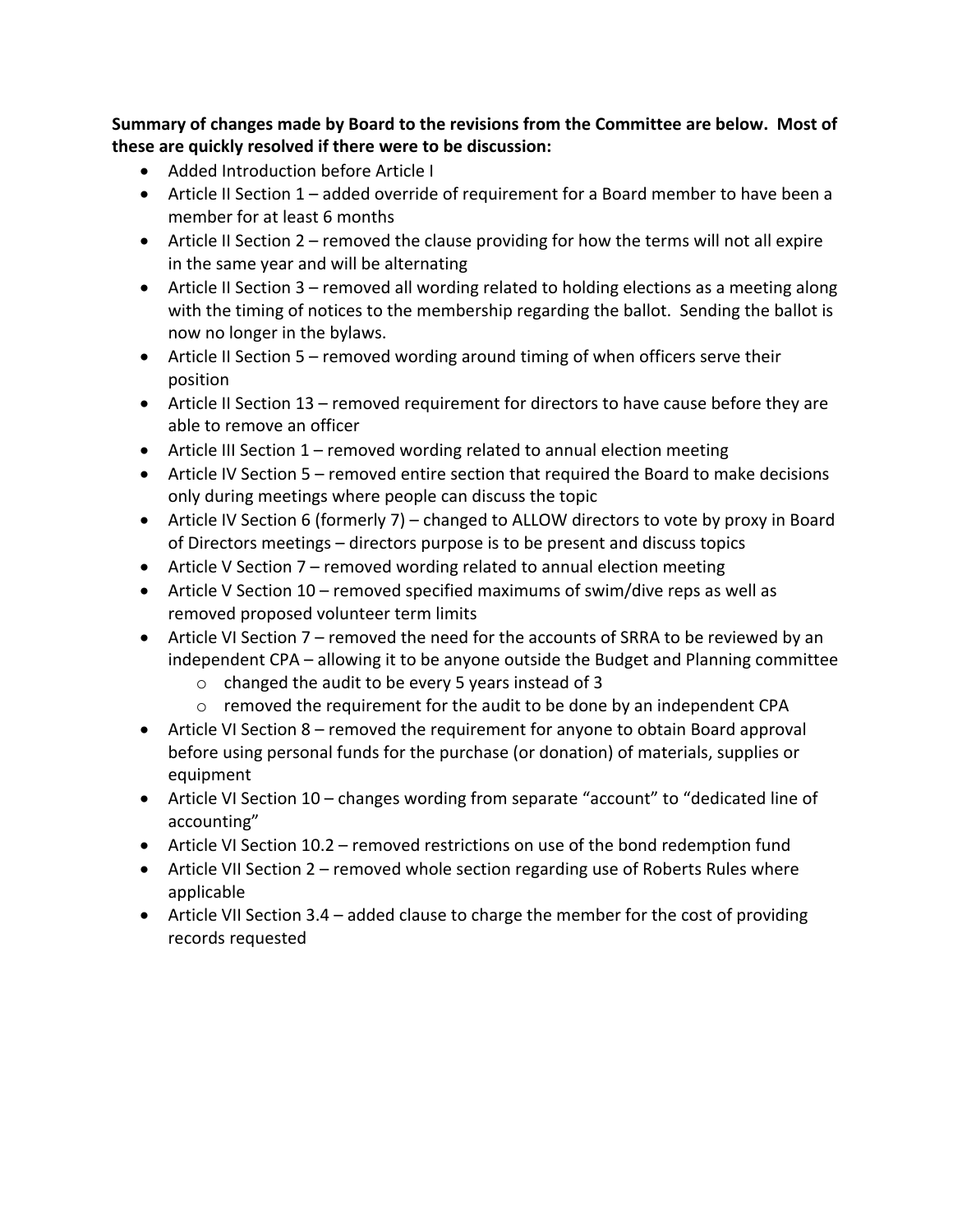**Summary of changes made by Board to the revisions from the Committee are below. Most of these are quickly resolved if there were to be discussion:**

- Added Introduction before Article I
- Article II Section 1 – added override of requirement for a Board member to have been a member for at least 6 months
- Article II Section 2 – removed the clause providing for how the terms will not all expire in the same year and will be alternating
- Article II Section 3 – removed all wording related to holding elections as a meeting along with the timing of notices to the membership regarding the ballot. Sending the ballot is now no longer in the bylaws.
- Article II Section 5 – removed wording around timing of when officers serve their position
- Article II Section 13 – removed requirement for directors to have cause before they are able to remove an officer
- Article III Section 1 – removed wording related to annual election meeting
- Article IV Section 5 – removed entire section that required the Board to make decisions only during meetings where people can discuss the topic
- Article IV Section 6 (formerly 7) – changed to ALLOW directors to vote by proxy in Board of Directors meetings – directors purpose is to be present and discuss topics
- Article V Section 7 – removed wording related to annual election meeting
- Article V Section 10 – removed specified maximums of swim/dive reps as well as removed proposed volunteer term limits
- Article VI Section 7 – removed the need for the accounts of SRRA to be reviewed by an independent CPA – allowing it to be anyone outside the Budget and Planning committee
  - changed the audit to be every 5 years instead of 3
  - removed the requirement for the audit to be done by an independent CPA
- Article VI Section 8 – removed the requirement for anyone to obtain Board approval before using personal funds for the purchase (or donation) of materials, supplies or equipment
- Article VI Section 10 – changes wording from separate "account" to "dedicated line of accounting"
- Article VI Section 10.2 – removed restrictions on use of the bond redemption fund
- Article VII Section 2 – removed whole section regarding use of Roberts Rules where applicable
- Article VII Section 3.4 – added clause to charge the member for the cost of providing records requested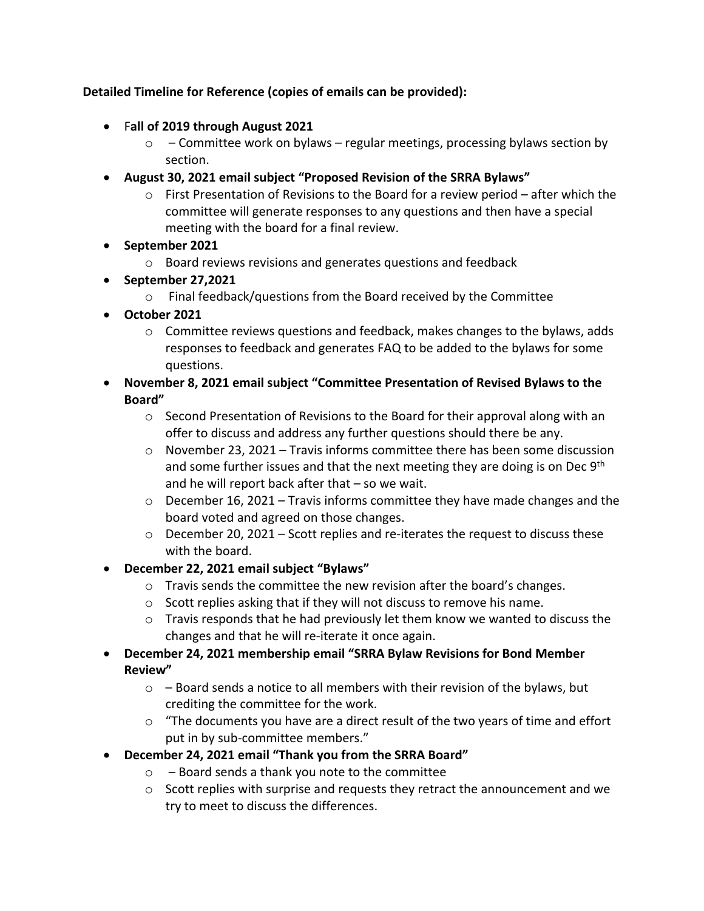**Detailed Timeline for Reference (copies of emails can be provided):**

- F**all of 2019 through August 2021**
  - – Committee work on bylaws – regular meetings, processing bylaws section by section.
- **August 30, 2021 email subject "Proposed Revision of the SRRA Bylaws"**
  - First Presentation of Revisions to the Board for a review period – after which the committee will generate responses to any questions and then have a special meeting with the board for a final review.
- **September 2021**
  - Board reviews revisions and generates questions and feedback
- **September 27,2021**
  - Final feedback/questions from the Board received by the Committee
- **October 2021**
  - Committee reviews questions and feedback, makes changes to the bylaws, adds responses to feedback and generates FAQ to be added to the bylaws for some questions.
- **November 8, 2021 email subject "Committee Presentation of Revised Bylaws to the Board"**
  - Second Presentation of Revisions to the Board for their approval along with an offer to discuss and address any further questions should there be any.
  - November 23, 2021 – Travis informs committee there has been some discussion and some further issues and that the next meeting they are doing is on Dec 9th and he will report back after that – so we wait.
  - December 16, 2021 – Travis informs committee they have made changes and the board voted and agreed on those changes.
  - December 20, 2021 – Scott replies and re-iterates the request to discuss these with the board.
- **December 22, 2021 email subject "Bylaws"**
  - Travis sends the committee the new revision after the board's changes.
  - Scott replies asking that if they will not discuss to remove his name.
  - Travis responds that he had previously let them know we wanted to discuss the changes and that he will re-iterate it once again.
- **December 24, 2021 membership email "SRRA Bylaw Revisions for Bond Member Review"**
  - – Board sends a notice to all members with their revision of the bylaws, but crediting the committee for the work.
  - "The documents you have are a direct result of the two years of time and effort put in by sub-committee members."
- **December 24, 2021 email "Thank you from the SRRA Board"**
  - – Board sends a thank you note to the committee
  - Scott replies with surprise and requests they retract the announcement and we try to meet to discuss the differences.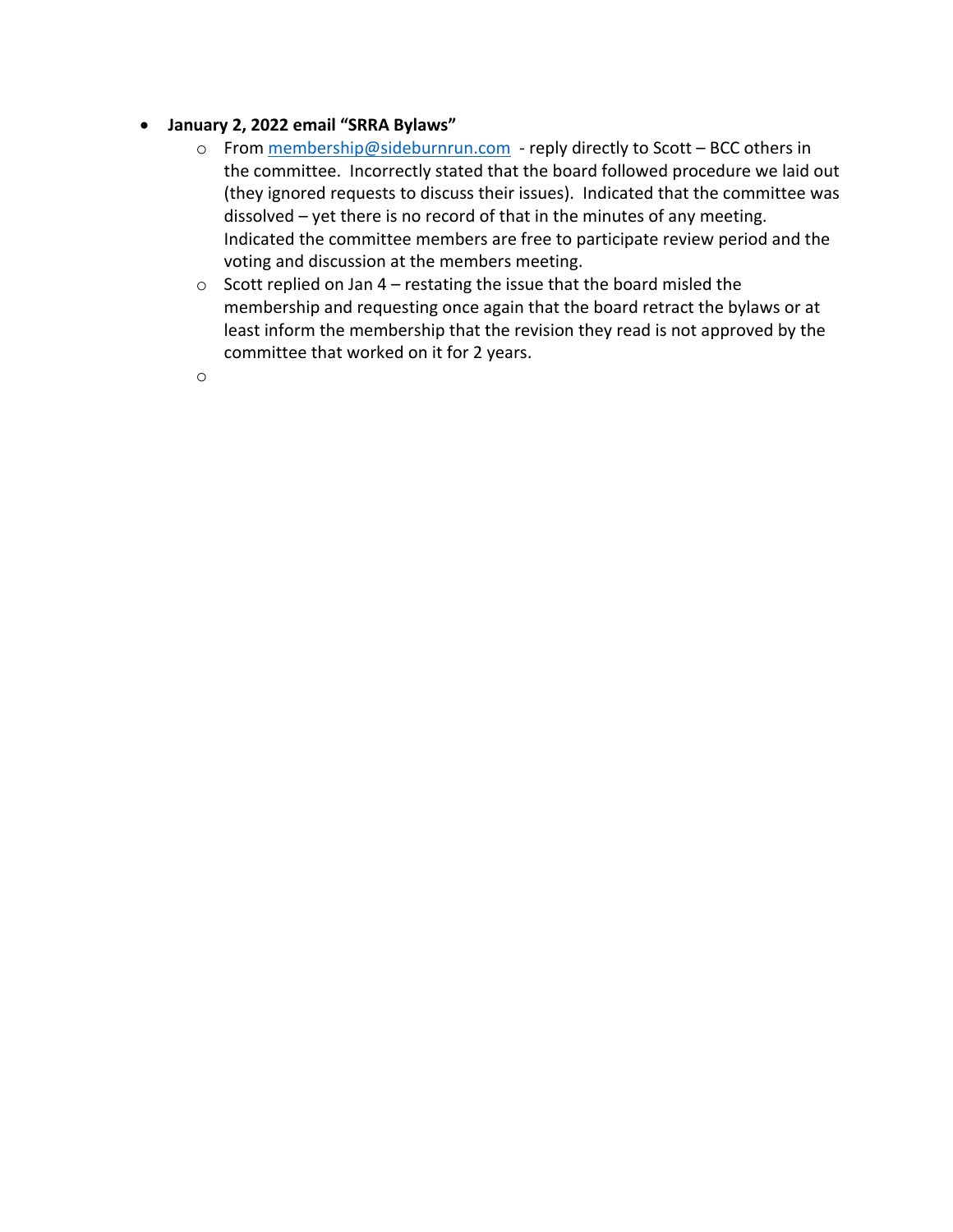- **January 2, 2022 email "SRRA Bylaws"**
  - From membership@sideburnrun.com - reply directly to Scott – BCC others in the committee. Incorrectly stated that the board followed procedure we laid out (they ignored requests to discuss their issues). Indicated that the committee was dissolved – yet there is no record of that in the minutes of any meeting. Indicated the committee members are free to participate review period and the voting and discussion at the members meeting.
  - Scott replied on Jan 4 – restating the issue that the board misled the membership and requesting once again that the board retract the bylaws or at least inform the membership that the revision they read is not approved by the committee that worked on it for 2 years.